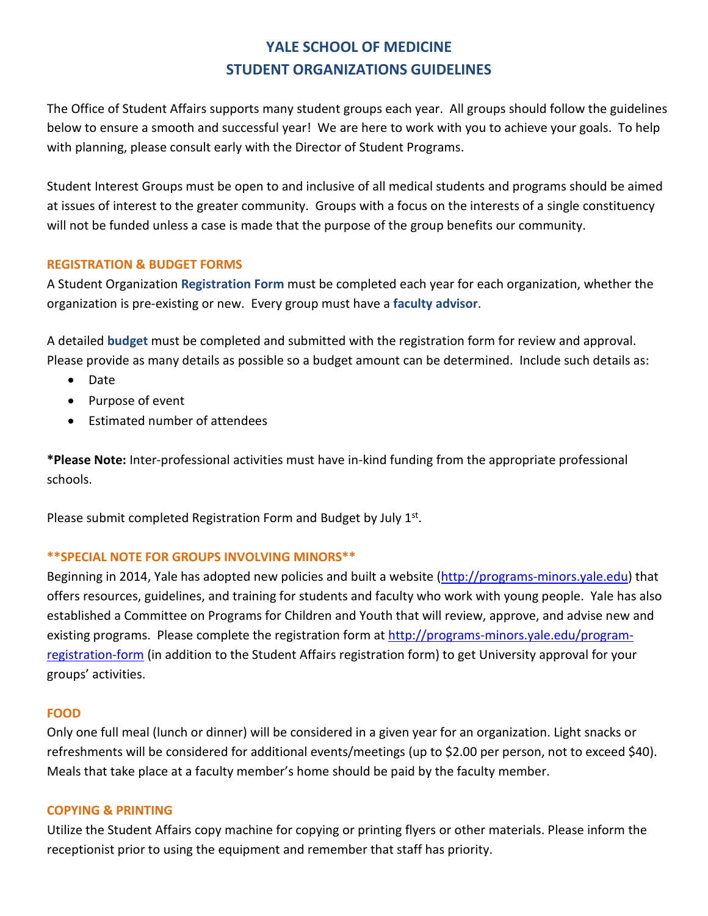# YALE SCHOOL OF MEDICINE
# STUDENT ORGANIZATIONS GUIDELINES

The Office of Student Affairs supports many student groups each year. All groups should follow the guidelines below to ensure a smooth and successful year! We are here to work with you to achieve your goals. To help with planning, please consult early with the Director of Student Programs.

Student Interest Groups must be open to and inclusive of all medical students and programs should be aimed at issues of interest to the greater community. Groups with a focus on the interests of a single constituency will not be funded unless a case is made that the purpose of the group benefits our community.

## REGISTRATION & BUDGET FORMS

A Student Organization **Registration Form** must be completed each year for each organization, whether the organization is pre-existing or new. Every group must have a **faculty advisor**.

A detailed **budget** must be completed and submitted with the registration form for review and approval. Please provide as many details as possible so a budget amount can be determined. Include such details as:

- Date
- Purpose of event
- Estimated number of attendees

***Please Note:** Inter-professional activities must have in-kind funding from the appropriate professional schools.

Please submit completed Registration Form and Budget by July 1st.

## **SPECIAL NOTE FOR GROUPS INVOLVING MINORS**

Beginning in 2014, Yale has adopted new policies and built a website (http://programs-minors.yale.edu) that offers resources, guidelines, and training for students and faculty who work with young people. Yale has also established a Committee on Programs for Children and Youth that will review, approve, and advise new and existing programs. Please complete the registration form at http://programs-minors.yale.edu/program-registration-form (in addition to the Student Affairs registration form) to get University approval for your groups' activities.

## FOOD

Only one full meal (lunch or dinner) will be considered in a given year for an organization. Light snacks or refreshments will be considered for additional events/meetings (up to $2.00 per person, not to exceed $40). Meals that take place at a faculty member's home should be paid by the faculty member.

## COPYING & PRINTING

Utilize the Student Affairs copy machine for copying or printing flyers or other materials. Please inform the receptionist prior to using the equipment and remember that staff has priority.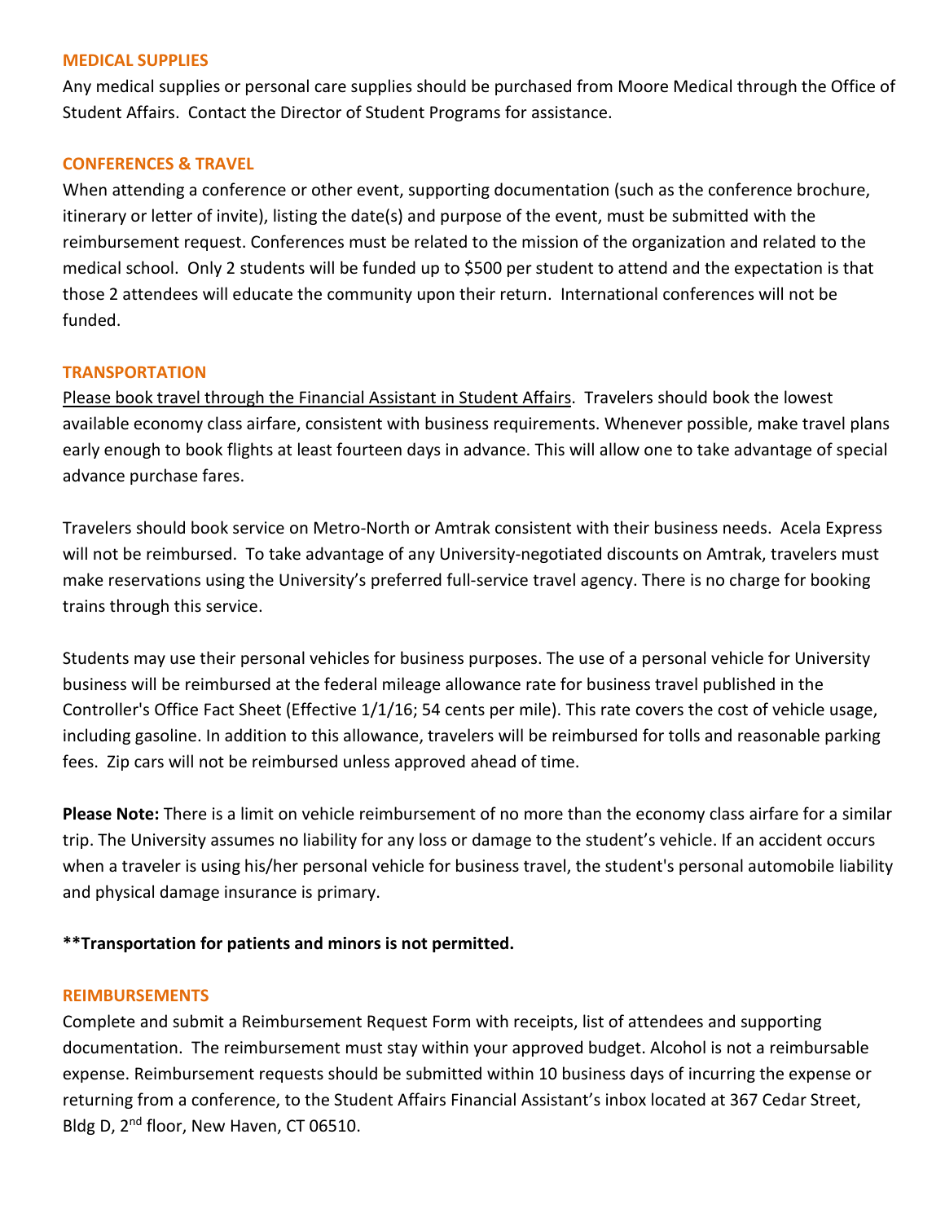## MEDICAL SUPPLIES

Any medical supplies or personal care supplies should be purchased from Moore Medical through the Office of Student Affairs. Contact the Director of Student Programs for assistance.

## CONFERENCES & TRAVEL

When attending a conference or other event, supporting documentation (such as the conference brochure, itinerary or letter of invite), listing the date(s) and purpose of the event, must be submitted with the reimbursement request. Conferences must be related to the mission of the organization and related to the medical school. Only 2 students will be funded up to $500 per student to attend and the expectation is that those 2 attendees will educate the community upon their return. International conferences will not be funded.

## TRANSPORTATION

Please book travel through the Financial Assistant in Student Affairs. Travelers should book the lowest available economy class airfare, consistent with business requirements. Whenever possible, make travel plans early enough to book flights at least fourteen days in advance. This will allow one to take advantage of special advance purchase fares.

Travelers should book service on Metro-North or Amtrak consistent with their business needs. Acela Express will not be reimbursed. To take advantage of any University-negotiated discounts on Amtrak, travelers must make reservations using the University's preferred full-service travel agency. There is no charge for booking trains through this service.

Students may use their personal vehicles for business purposes. The use of a personal vehicle for University business will be reimbursed at the federal mileage allowance rate for business travel published in the Controller's Office Fact Sheet (Effective 1/1/16; 54 cents per mile). This rate covers the cost of vehicle usage, including gasoline. In addition to this allowance, travelers will be reimbursed for tolls and reasonable parking fees. Zip cars will not be reimbursed unless approved ahead of time.

**Please Note:** There is a limit on vehicle reimbursement of no more than the economy class airfare for a similar trip. The University assumes no liability for any loss or damage to the student's vehicle. If an accident occurs when a traveler is using his/her personal vehicle for business travel, the student's personal automobile liability and physical damage insurance is primary.

**\*\*Transportation for patients and minors is not permitted.**

## REIMBURSEMENTS

Complete and submit a Reimbursement Request Form with receipts, list of attendees and supporting documentation. The reimbursement must stay within your approved budget. Alcohol is not a reimbursable expense. Reimbursement requests should be submitted within 10 business days of incurring the expense or returning from a conference, to the Student Affairs Financial Assistant's inbox located at 367 Cedar Street, Bldg D, 2nd floor, New Haven, CT 06510.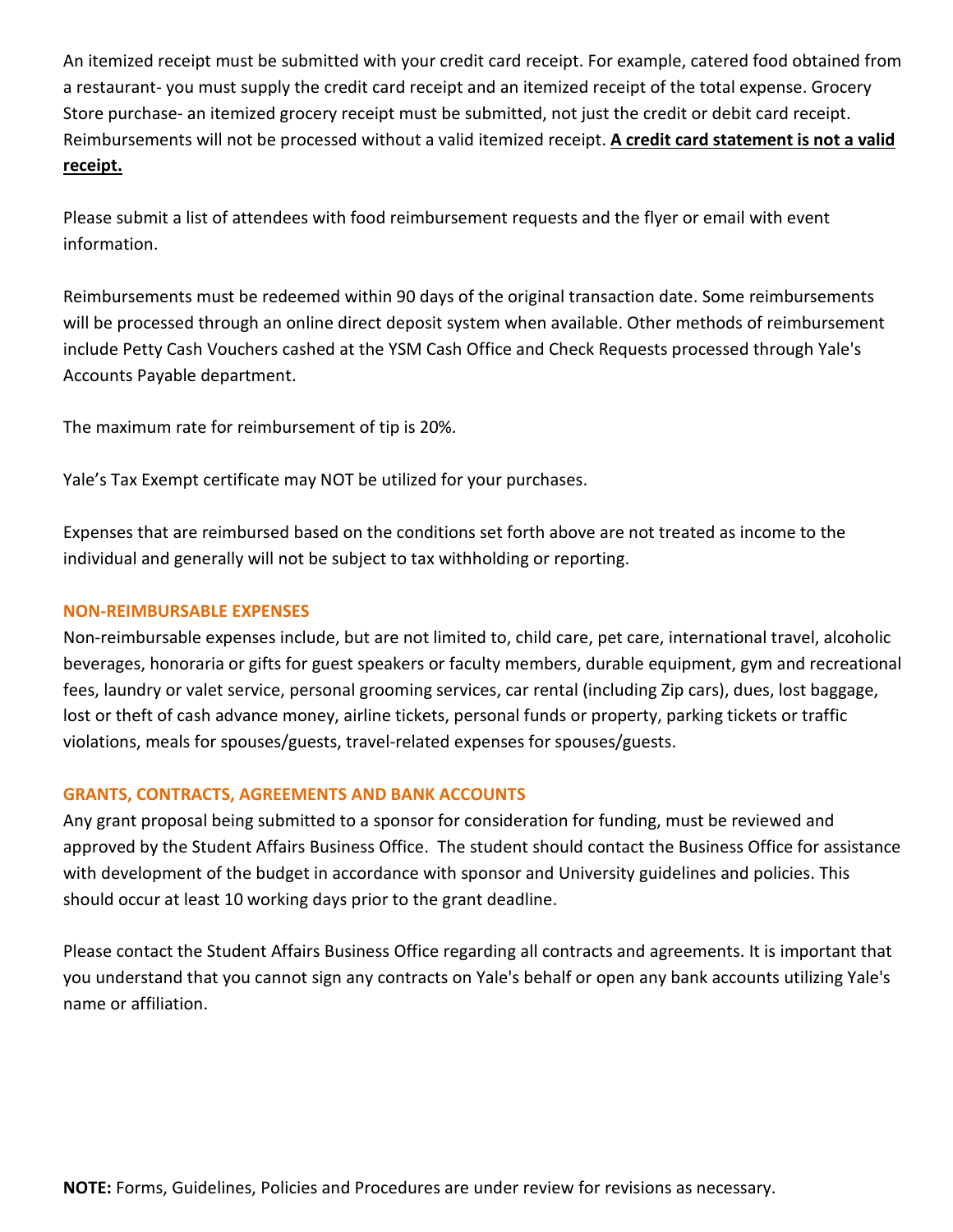An itemized receipt must be submitted with your credit card receipt. For example, catered food obtained from a restaurant- you must supply the credit card receipt and an itemized receipt of the total expense. Grocery Store purchase- an itemized grocery receipt must be submitted, not just the credit or debit card receipt. Reimbursements will not be processed without a valid itemized receipt. **A credit card statement is not a valid receipt.**

Please submit a list of attendees with food reimbursement requests and the flyer or email with event information.

Reimbursements must be redeemed within 90 days of the original transaction date. Some reimbursements will be processed through an online direct deposit system when available. Other methods of reimbursement include Petty Cash Vouchers cashed at the YSM Cash Office and Check Requests processed through Yale's Accounts Payable department.

The maximum rate for reimbursement of tip is 20%.

Yale's Tax Exempt certificate may NOT be utilized for your purchases.

Expenses that are reimbursed based on the conditions set forth above are not treated as income to the individual and generally will not be subject to tax withholding or reporting.

## NON-REIMBURSABLE EXPENSES

Non-reimbursable expenses include, but are not limited to, child care, pet care, international travel, alcoholic beverages, honoraria or gifts for guest speakers or faculty members, durable equipment, gym and recreational fees, laundry or valet service, personal grooming services, car rental (including Zip cars), dues, lost baggage, lost or theft of cash advance money, airline tickets, personal funds or property, parking tickets or traffic violations, meals for spouses/guests, travel-related expenses for spouses/guests.

## GRANTS, CONTRACTS, AGREEMENTS AND BANK ACCOUNTS

Any grant proposal being submitted to a sponsor for consideration for funding, must be reviewed and approved by the Student Affairs Business Office. The student should contact the Business Office for assistance with development of the budget in accordance with sponsor and University guidelines and policies. This should occur at least 10 working days prior to the grant deadline.

Please contact the Student Affairs Business Office regarding all contracts and agreements. It is important that you understand that you cannot sign any contracts on Yale's behalf or open any bank accounts utilizing Yale's name or affiliation.

**NOTE:** Forms, Guidelines, Policies and Procedures are under review for revisions as necessary.